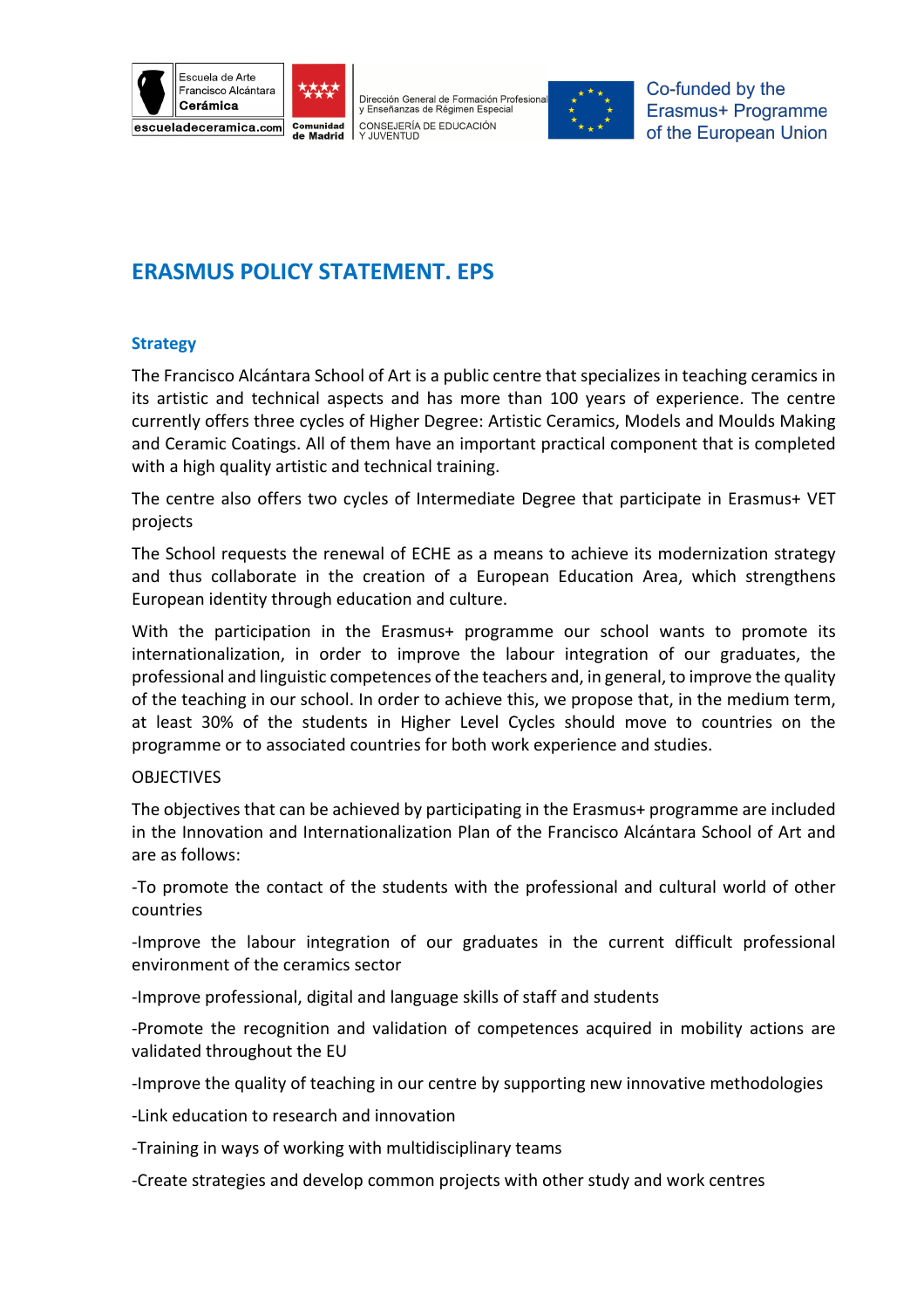Escuela de Arte Francisco Alcántara **Cerámica**
escueladeceramica.com

Comunidad de Madrid

Dirección General de Formación Profesional y Enseñanzas de Régimen Especial
CONSEJERÍA DE EDUCACIÓN Y JUVENTUD

Co-funded by the Erasmus+ Programme of the European Union

# ERASMUS POLICY STATEMENT. EPS

## Strategy

The Francisco Alcántara School of Art is a public centre that specializes in teaching ceramics in its artistic and technical aspects and has more than 100 years of experience. The centre currently offers three cycles of Higher Degree: Artistic Ceramics, Models and Moulds Making and Ceramic Coatings. All of them have an important practical component that is completed with a high quality artistic and technical training.

The centre also offers two cycles of Intermediate Degree that participate in Erasmus+ VET projects

The School requests the renewal of ECHE as a means to achieve its modernization strategy and thus collaborate in the creation of a European Education Area, which strengthens European identity through education and culture.

With the participation in the Erasmus+ programme our school wants to promote its internationalization, in order to improve the labour integration of our graduates, the professional and linguistic competences of the teachers and, in general, to improve the quality of the teaching in our school. In order to achieve this, we propose that, in the medium term, at least 30% of the students in Higher Level Cycles should move to countries on the programme or to associated countries for both work experience and studies.

OBJECTIVES

The objectives that can be achieved by participating in the Erasmus+ programme are included in the Innovation and Internationalization Plan of the Francisco Alcántara School of Art and are as follows:

-To promote the contact of the students with the professional and cultural world of other countries

-Improve the labour integration of our graduates in the current difficult professional environment of the ceramics sector

-Improve professional, digital and language skills of staff and students

-Promote the recognition and validation of competences acquired in mobility actions are validated throughout the EU

-Improve the quality of teaching in our centre by supporting new innovative methodologies

-Link education to research and innovation

-Training in ways of working with multidisciplinary teams

-Create strategies and develop common projects with other study and work centres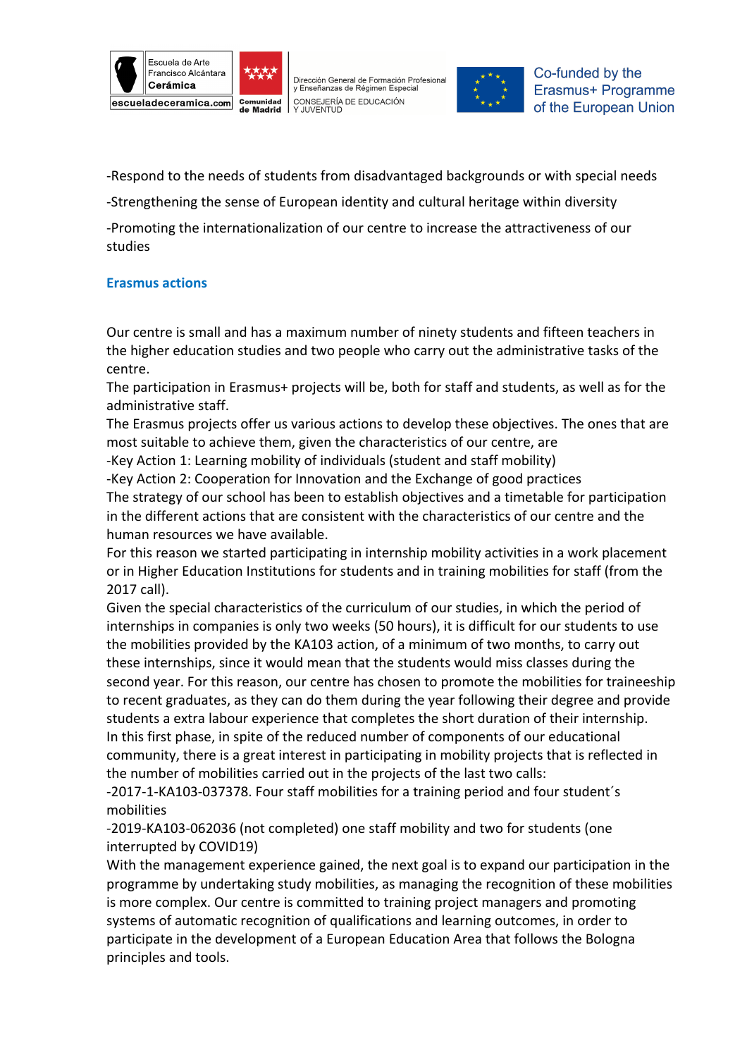-Respond to the needs of students from disadvantaged backgrounds or with special needs

-Strengthening the sense of European identity and cultural heritage within diversity

-Promoting the internationalization of our centre to increase the attractiveness of our studies

## Erasmus actions

Our centre is small and has a maximum number of ninety students and fifteen teachers in the higher education studies and two people who carry out the administrative tasks of the centre.

The participation in Erasmus+ projects will be, both for staff and students, as well as for the administrative staff.

The Erasmus projects offer us various actions to develop these objectives. The ones that are most suitable to achieve them, given the characteristics of our centre, are

-Key Action 1: Learning mobility of individuals (student and staff mobility)

-Key Action 2: Cooperation for Innovation and the Exchange of good practices

The strategy of our school has been to establish objectives and a timetable for participation in the different actions that are consistent with the characteristics of our centre and the human resources we have available.

For this reason we started participating in internship mobility activities in a work placement or in Higher Education Institutions for students and in training mobilities for staff (from the 2017 call).

Given the special characteristics of the curriculum of our studies, in which the period of internships in companies is only two weeks (50 hours), it is difficult for our students to use the mobilities provided by the KA103 action, of a minimum of two months, to carry out these internships, since it would mean that the students would miss classes during the second year. For this reason, our centre has chosen to promote the mobilities for traineeship to recent graduates, as they can do them during the year following their degree and provide students a extra labour experience that completes the short duration of their internship.

In this first phase, in spite of the reduced number of components of our educational community, there is a great interest in participating in mobility projects that is reflected in the number of mobilities carried out in the projects of the last two calls:

-2017-1-KA103-037378. Four staff mobilities for a training period and four student´s mobilities

-2019-KA103-062036 (not completed) one staff mobility and two for students (one interrupted by COVID19)

With the management experience gained, the next goal is to expand our participation in the programme by undertaking study mobilities, as managing the recognition of these mobilities is more complex. Our centre is committed to training project managers and promoting systems of automatic recognition of qualifications and learning outcomes, in order to participate in the development of a European Education Area that follows the Bologna principles and tools.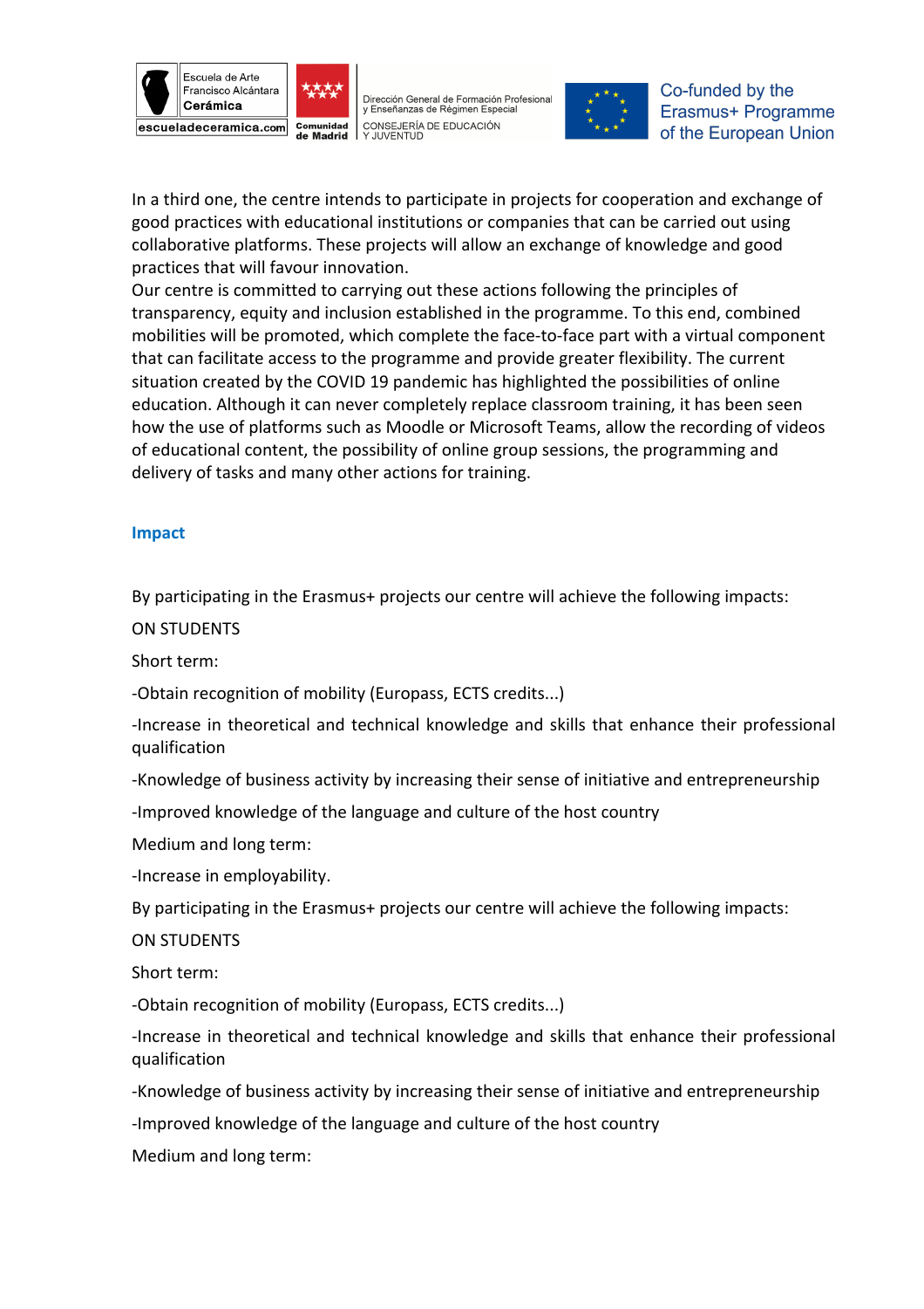In a third one, the centre intends to participate in projects for cooperation and exchange of good practices with educational institutions or companies that can be carried out using collaborative platforms. These projects will allow an exchange of knowledge and good practices that will favour innovation.
Our centre is committed to carrying out these actions following the principles of transparency, equity and inclusion established in the programme. To this end, combined mobilities will be promoted, which complete the face-to-face part with a virtual component that can facilitate access to the programme and provide greater flexibility. The current situation created by the COVID 19 pandemic has highlighted the possibilities of online education. Although it can never completely replace classroom training, it has been seen how the use of platforms such as Moodle or Microsoft Teams, allow the recording of videos of educational content, the possibility of online group sessions, the programming and delivery of tasks and many other actions for training.

## Impact

By participating in the Erasmus+ projects our centre will achieve the following impacts:

ON STUDENTS

Short term:

-Obtain recognition of mobility (Europass, ECTS credits...)

-Increase in theoretical and technical knowledge and skills that enhance their professional qualification

-Knowledge of business activity by increasing their sense of initiative and entrepreneurship

-Improved knowledge of the language and culture of the host country

Medium and long term:

-Increase in employability.

By participating in the Erasmus+ projects our centre will achieve the following impacts:

ON STUDENTS

Short term:

-Obtain recognition of mobility (Europass, ECTS credits...)

-Increase in theoretical and technical knowledge and skills that enhance their professional qualification

-Knowledge of business activity by increasing their sense of initiative and entrepreneurship

-Improved knowledge of the language and culture of the host country

Medium and long term: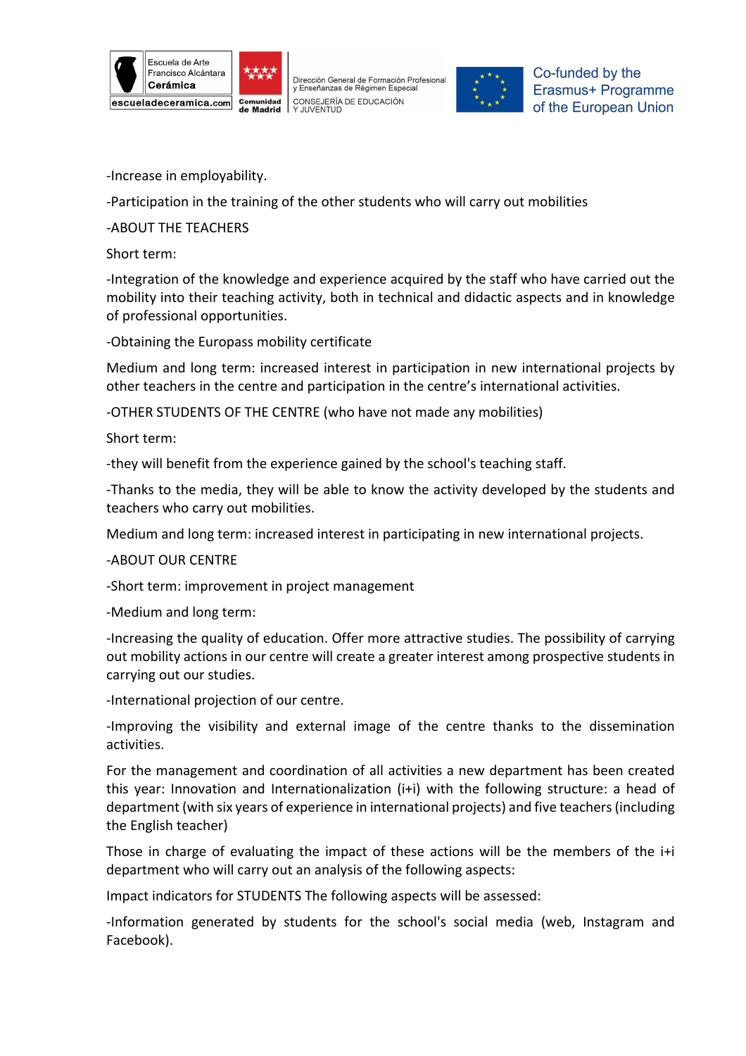-Increase in employability.

-Participation in the training of the other students who will carry out mobilities

-ABOUT THE TEACHERS

Short term:

-Integration of the knowledge and experience acquired by the staff who have carried out the mobility into their teaching activity, both in technical and didactic aspects and in knowledge of professional opportunities.

-Obtaining the Europass mobility certificate

Medium and long term: increased interest in participation in new international projects by other teachers in the centre and participation in the centre's international activities.

-OTHER STUDENTS OF THE CENTRE (who have not made any mobilities)

Short term:

-they will benefit from the experience gained by the school's teaching staff.

-Thanks to the media, they will be able to know the activity developed by the students and teachers who carry out mobilities.

Medium and long term: increased interest in participating in new international projects.

-ABOUT OUR CENTRE

-Short term: improvement in project management

-Medium and long term:

-Increasing the quality of education. Offer more attractive studies. The possibility of carrying out mobility actions in our centre will create a greater interest among prospective students in carrying out our studies.

-International projection of our centre.

-Improving the visibility and external image of the centre thanks to the dissemination activities.

For the management and coordination of all activities a new department has been created this year: Innovation and Internationalization (i+i) with the following structure: a head of department (with six years of experience in international projects) and five teachers (including the English teacher)

Those in charge of evaluating the impact of these actions will be the members of the i+i department who will carry out an analysis of the following aspects:

Impact indicators for STUDENTS The following aspects will be assessed:

-Information generated by students for the school's social media (web, Instagram and Facebook).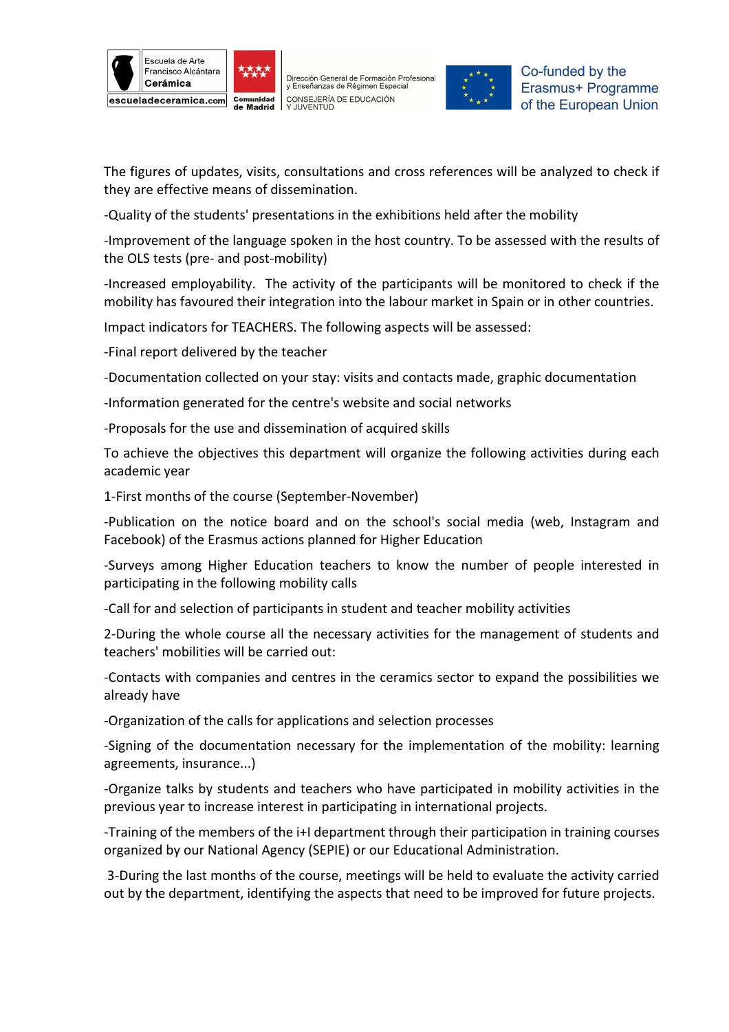The figures of updates, visits, consultations and cross references will be analyzed to check if they are effective means of dissemination.

-Quality of the students' presentations in the exhibitions held after the mobility

-Improvement of the language spoken in the host country. To be assessed with the results of the OLS tests (pre- and post-mobility)

-Increased employability. The activity of the participants will be monitored to check if the mobility has favoured their integration into the labour market in Spain or in other countries.

Impact indicators for TEACHERS. The following aspects will be assessed:

-Final report delivered by the teacher

-Documentation collected on your stay: visits and contacts made, graphic documentation

-Information generated for the centre's website and social networks

-Proposals for the use and dissemination of acquired skills

To achieve the objectives this department will organize the following activities during each academic year

1-First months of the course (September-November)

-Publication on the notice board and on the school's social media (web, Instagram and Facebook) of the Erasmus actions planned for Higher Education

-Surveys among Higher Education teachers to know the number of people interested in participating in the following mobility calls

-Call for and selection of participants in student and teacher mobility activities

2-During the whole course all the necessary activities for the management of students and teachers' mobilities will be carried out:

-Contacts with companies and centres in the ceramics sector to expand the possibilities we already have

-Organization of the calls for applications and selection processes

-Signing of the documentation necessary for the implementation of the mobility: learning agreements, insurance...)

-Organize talks by students and teachers who have participated in mobility activities in the previous year to increase interest in participating in international projects.

-Training of the members of the i+I department through their participation in training courses organized by our National Agency (SEPIE) or our Educational Administration.

3-During the last months of the course, meetings will be held to evaluate the activity carried out by the department, identifying the aspects that need to be improved for future projects.